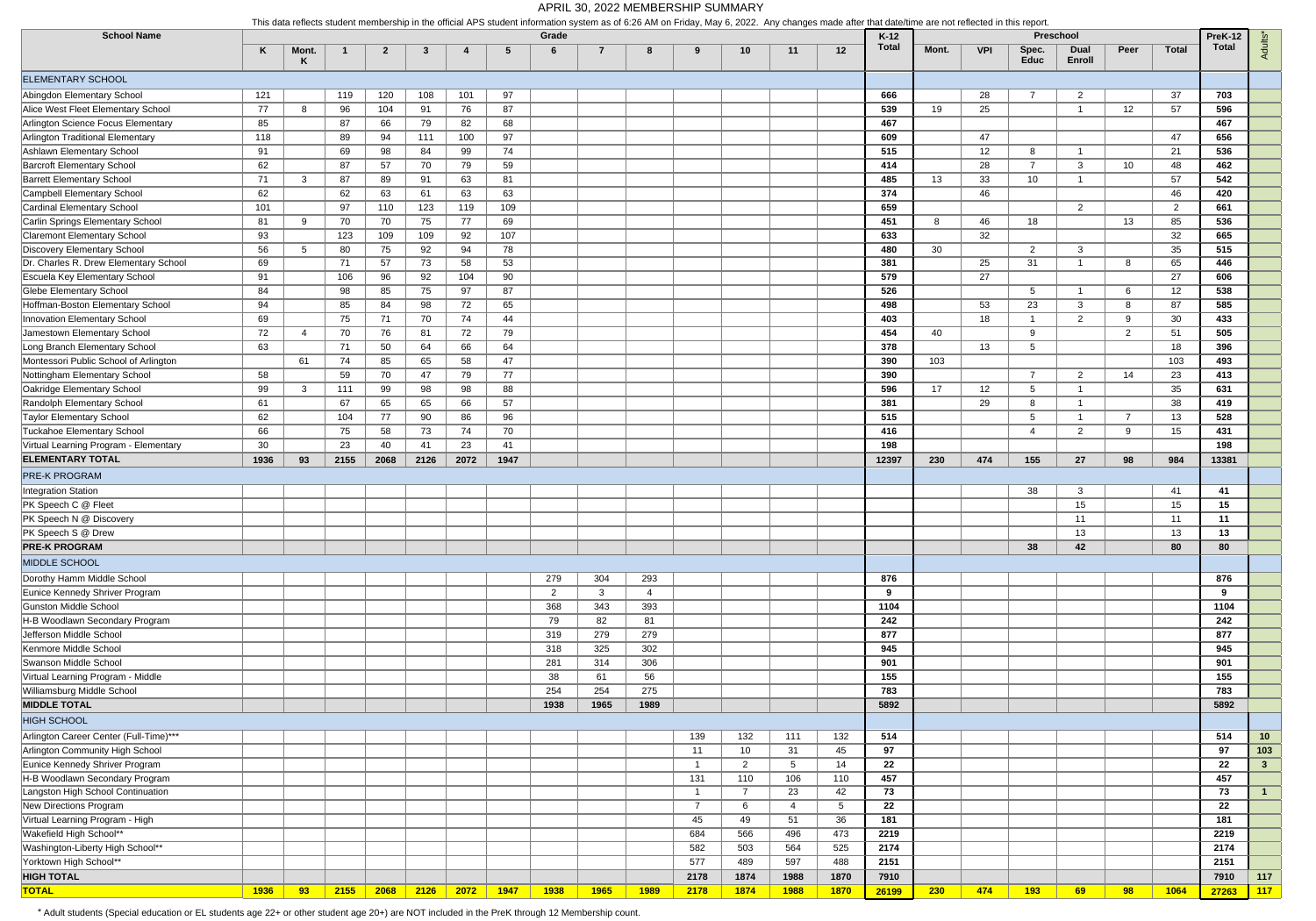# APRIL 30, 2022 MEMBERSHIP SUMMARY

This data reflects student membership in the official APS student information system as of 6:26 AM on Friday, May 6, 2022. Any changes made after that date/time are not reflected in this report.

| School Name | Grade | | | | | | | | | | | | | | K-12 | Preschool | | | | | | PreK-12 | Adults* |
|---|---|---|---|---|---|---|---|---|---|---|---|---|---|---|---|---|---|---|---|---|---|---|---|
| | K | Mont. K | 1 | 2 | 3 | 4 | 5 | 6 | 7 | 8 | 9 | 10 | 11 | 12 | Total | Mont. | VPI | Spec. Educ | Dual Enroll | Peer | Total | Total | |
| **ELEMENTARY SCHOOL** | | | | | | | | | | | | | | | | | | | | | | | |
| Abingdon Elementary School | 121 | | 119 | 120 | 108 | 101 | 97 | | | | | | | | **666** | | 28 | 7 | 2 | | 37 | **703** | |
| Alice West Fleet Elementary School | 77 | 8 | 96 | 104 | 91 | 76 | 87 | | | | | | | | **539** | 19 | 25 | | 1 | 12 | 57 | **596** | |
| Arlington Science Focus Elementary | 85 | | 87 | 66 | 79 | 82 | 68 | | | | | | | | **467** | | | | | | | **467** | |
| Arlington Traditional Elementary | 118 | | 89 | 94 | 111 | 100 | 97 | | | | | | | | **609** | | 47 | | | | 47 | **656** | |
| Ashlawn Elementary School | 91 | | 69 | 98 | 84 | 99 | 74 | | | | | | | | **515** | | 12 | 8 | 1 | | 21 | **536** | |
| Barcroft Elementary School | 62 | | 87 | 57 | 70 | 79 | 59 | | | | | | | | **414** | | 28 | 7 | 3 | 10 | 48 | **462** | |
| Barrett Elementary School | 71 | 3 | 87 | 89 | 91 | 63 | 81 | | | | | | | | **485** | 13 | 33 | 10 | 1 | | 57 | **542** | |
| Campbell Elementary School | 62 | | 62 | 63 | 61 | 63 | 63 | | | | | | | | **374** | | 46 | | | | 46 | **420** | |
| Cardinal Elementary School | 101 | | 97 | 110 | 123 | 119 | 109 | | | | | | | | **659** | | | | 2 | | 2 | **661** | |
| Carlin Springs Elementary School | 81 | 9 | 70 | 70 | 75 | 77 | 69 | | | | | | | | **451** | 8 | 46 | 18 | | 13 | 85 | **536** | |
| Claremont Elementary School | 93 | | 123 | 109 | 109 | 92 | 107 | | | | | | | | **633** | | 32 | | | | 32 | **665** | |
| Discovery Elementary School | 56 | 5 | 80 | 75 | 92 | 94 | 78 | | | | | | | | **480** | 30 | | 2 | 3 | | 35 | **515** | |
| Dr. Charles R. Drew Elementary School | 69 | | 71 | 57 | 73 | 58 | 53 | | | | | | | | **381** | | 25 | 31 | 1 | 8 | 65 | **446** | |
| Escuela Key Elementary School | 91 | | 106 | 96 | 92 | 104 | 90 | | | | | | | | **579** | | 27 | | | | 27 | **606** | |
| Glebe Elementary School | 84 | | 98 | 85 | 75 | 97 | 87 | | | | | | | | **526** | | | 5 | 1 | 6 | 12 | **538** | |
| Hoffman-Boston Elementary School | 94 | | 85 | 84 | 98 | 72 | 65 | | | | | | | | **498** | | 53 | 23 | 3 | 8 | 87 | **585** | |
| Innovation Elementary School | 69 | | 75 | 71 | 70 | 74 | 44 | | | | | | | | **403** | | 18 | 1 | 2 | 9 | 30 | **433** | |
| Jamestown Elementary School | 72 | 4 | 70 | 76 | 81 | 72 | 79 | | | | | | | | **454** | 40 | | 9 | | 2 | 51 | **505** | |
| Long Branch Elementary School | 63 | | 71 | 50 | 64 | 66 | 64 | | | | | | | | **378** | | 13 | 5 | | | 18 | **396** | |
| Montessori Public School of Arlington | | 61 | 74 | 85 | 65 | 58 | 47 | | | | | | | | **390** | 103 | | | | | 103 | **493** | |
| Nottingham Elementary School | 58 | | 59 | 70 | 47 | 79 | 77 | | | | | | | | **390** | | | 7 | 2 | 14 | 23 | **413** | |
| Oakridge Elementary School | 99 | 3 | 111 | 99 | 98 | 98 | 88 | | | | | | | | **596** | 17 | 12 | 5 | 1 | | 35 | **631** | |
| Randolph Elementary School | 61 | | 67 | 65 | 65 | 66 | 57 | | | | | | | | **381** | | 29 | 8 | 1 | | 38 | **419** | |
| Taylor Elementary School | 62 | | 104 | 77 | 90 | 86 | 96 | | | | | | | | **515** | | | 5 | 1 | 7 | 13 | **528** | |
| Tuckahoe Elementary School | 66 | | 75 | 58 | 73 | 74 | 70 | | | | | | | | **416** | | | 4 | 2 | 9 | 15 | **431** | |
| Virtual Learning Program - Elementary | 30 | | 23 | 40 | 41 | 23 | 41 | | | | | | | | **198** | | | | | | | **198** | |
| **ELEMENTARY TOTAL** | **1936** | **93** | **2155** | **2068** | **2126** | **2072** | **1947** | | | | | | | | **12397** | **230** | **474** | **155** | **27** | **98** | **984** | **13381** | |
| **PRE-K PROGRAM** | | | | | | | | | | | | | | | | | | | | | | | |
| Integration Station | | | | | | | | | | | | | | | | | | 38 | 3 | | 41 | **41** | |
| PK Speech C @ Fleet | | | | | | | | | | | | | | | | | | | 15 | | 15 | **15** | |
| PK Speech N @ Discovery | | | | | | | | | | | | | | | | | | | 11 | | 11 | **11** | |
| PK Speech S @ Drew | | | | | | | | | | | | | | | | | | | 13 | | 13 | **13** | |
| **PRE-K PROGRAM** | | | | | | | | | | | | | | | | | | **38** | **42** | | **80** | **80** | |
| **MIDDLE SCHOOL** | | | | | | | | | | | | | | | | | | | | | | | |
| Dorothy Hamm Middle School | | | | | | | | 279 | 304 | 293 | | | | | **876** | | | | | | | **876** | |
| Eunice Kennedy Shriver Program | | | | | | | | 2 | 3 | 4 | | | | | **9** | | | | | | | **9** | |
| Gunston Middle School | | | | | | | | 368 | 343 | 393 | | | | | **1104** | | | | | | | **1104** | |
| H-B Woodlawn Secondary Program | | | | | | | | 79 | 82 | 81 | | | | | **242** | | | | | | | **242** | |
| Jefferson Middle School | | | | | | | | 319 | 279 | 279 | | | | | **877** | | | | | | | **877** | |
| Kenmore Middle School | | | | | | | | 318 | 325 | 302 | | | | | **945** | | | | | | | **945** | |
| Swanson Middle School | | | | | | | | 281 | 314 | 306 | | | | | **901** | | | | | | | **901** | |
| Virtual Learning Program - Middle | | | | | | | | 38 | 61 | 56 | | | | | **155** | | | | | | | **155** | |
| Williamsburg Middle School | | | | | | | | 254 | 254 | 275 | | | | | **783** | | | | | | | **783** | |
| **MIDDLE TOTAL** | | | | | | | | **1938** | **1965** | **1989** | | | | | **5892** | | | | | | | **5892** | |
| **HIGH SCHOOL** | | | | | | | | | | | | | | | | | | | | | | | |
| Arlington Career Center (Full-Time)*** | | | | | | | | | | | 139 | 132 | 111 | 132 | **514** | | | | | | | **514** | **10** |
| Arlington Community High School | | | | | | | | | | | 11 | 10 | 31 | 45 | **97** | | | | | | | **97** | **103** |
| Eunice Kennedy Shriver Program | | | | | | | | | | | 1 | 2 | 5 | 14 | **22** | | | | | | | **22** | **3** |
| H-B Woodlawn Secondary Program | | | | | | | | | | | 131 | 110 | 106 | 110 | **457** | | | | | | | **457** | |
| Langston High School Continuation | | | | | | | | | | | 1 | 7 | 23 | 42 | **73** | | | | | | | **73** | **1** |
| New Directions Program | | | | | | | | | | | 7 | 6 | 4 | 5 | **22** | | | | | | | **22** | |
| Virtual Learning Program - High | | | | | | | | | | | 45 | 49 | 51 | 36 | **181** | | | | | | | **181** | |
| Wakefield High School** | | | | | | | | | | | 684 | 566 | 496 | 473 | **2219** | | | | | | | **2219** | |
| Washington-Liberty High School** | | | | | | | | | | | 582 | 503 | 564 | 525 | **2174** | | | | | | | **2174** | |
| Yorktown High School** | | | | | | | | | | | 577 | 489 | 597 | 488 | **2151** | | | | | | | **2151** | |
| **HIGH TOTAL** | | | | | | | | | | | **2178** | **1874** | **1988** | **1870** | **7910** | | | | | | | **7910** | **117** |
| **TOTAL** | **1936** | **93** | **2155** | **2068** | **2126** | **2072** | **1947** | **1938** | **1965** | **1989** | **2178** | **1874** | **1988** | **1870** | **26199** | **230** | **474** | **193** | **69** | **98** | **1064** | **27263** | **117** |

\* Adult students (Special education or EL students age 22+ or other student age 20+) are NOT included in the PreK through 12 Membership count.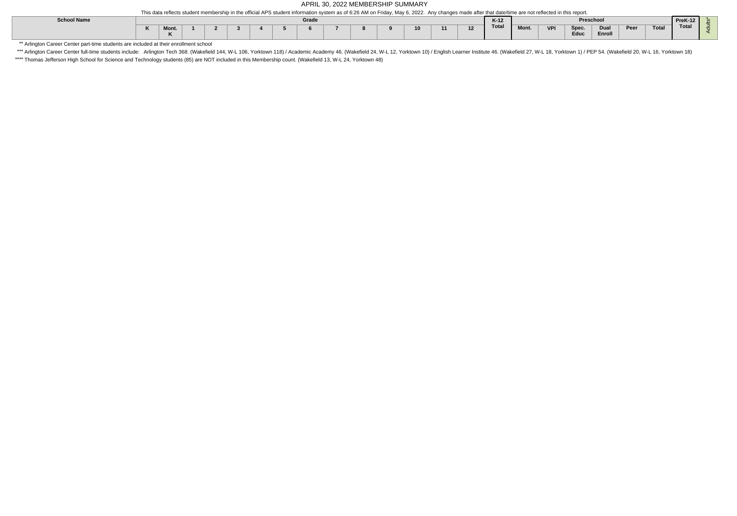APRIL 30, 2022 MEMBERSHIP SUMMARY

This data reflects student membership in the official APS student information system as of 6:26 AM on Friday, May 6, 2022. Any changes made after that date/time are not reflected in this report.

| School Name | Grade | | | | | | | | | | | | | | K-12 Total | Preschool | | | | | | PreK-12 Total | Adults* |
|---|---|---|---|---|---|---|---|---|---|---|---|---|---|---|---|---|---|---|---|---|---|---|---|
| | K | Mont. K | 1 | 2 | 3 | 4 | 5 | 6 | 7 | 8 | 9 | 10 | 11 | 12 | | Mont. | VPI | Spec. Educ | Dual Enroll | Peer | Total | | |

** Arlington Career Center part-time students are included at their enrollment school

*** Arlington Career Center full-time students include: Arlington Tech 368. (Wakefield 144, W-L 106, Yorktown 118) / Academic Academy 46. (Wakefield 24, W-L 12, Yorktown 10) / English Learner Institute 46. (Wakefield 27, W-L 18, Yorktown 1) / PEP 54. (Wakefield 20, W-L 16, Yorktown 18)

**** Thomas Jefferson High School for Science and Technology students (85) are NOT included in this Membership count. (Wakefield 13, W-L 24, Yorktown 48)